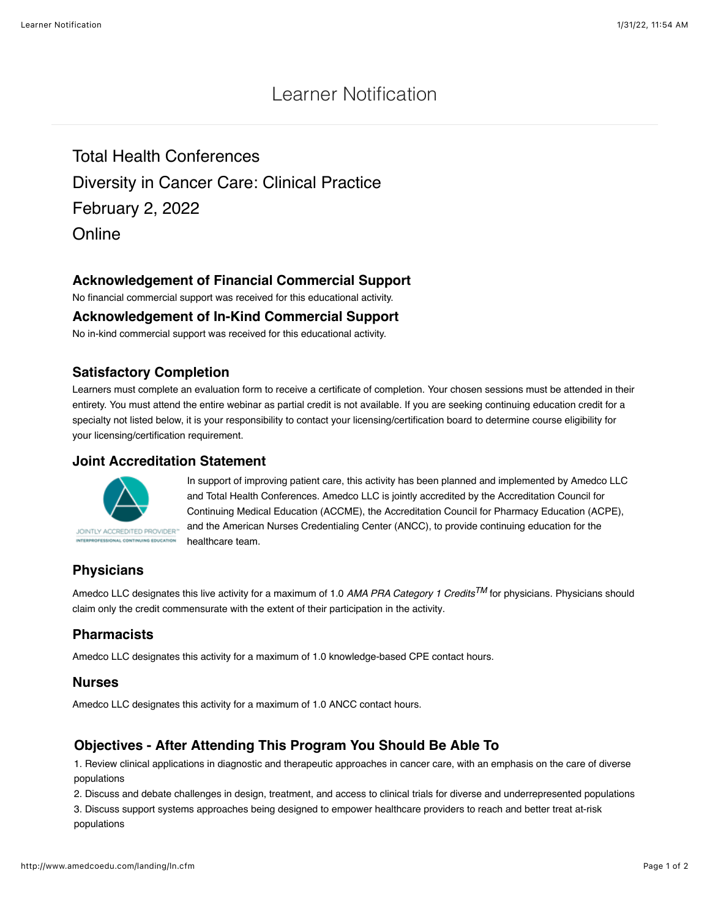# Learner Notification

## Total Health Conferences

## Diversity in Cancer Care: Clinical Practice

## February 2, 2022

## Online

### Acknowledgement of Financial Commercial Support

No financial commercial support was received for this educational activity.

### Acknowledgement of In-Kind Commercial Support

No in-kind commercial support was received for this educational activity.

### Satisfactory Completion

Learners must complete an evaluation form to receive a certificate of completion. Your chosen sessions must be attended in their entirety. You must attend the entire webinar as partial credit is not available. If you are seeking continuing education credit for a specialty not listed below, it is your responsibility to contact your licensing/certification board to determine course eligibility for your licensing/certification requirement.

### Joint Accreditation Statement

JOINTLY ACCREDITED PROVIDER™
INTERPROFESSIONAL CONTINUING EDUCATION

In support of improving patient care, this activity has been planned and implemented by Amedco LLC and Total Health Conferences. Amedco LLC is jointly accredited by the Accreditation Council for Continuing Medical Education (ACCME), the Accreditation Council for Pharmacy Education (ACPE), and the American Nurses Credentialing Center (ANCC), to provide continuing education for the healthcare team.

### Physicians

Amedco LLC designates this live activity for a maximum of 1.0 *AMA PRA Category 1 Credits™* for physicians. Physicians should claim only the credit commensurate with the extent of their participation in the activity.

### Pharmacists

Amedco LLC designates this activity for a maximum of 1.0 knowledge-based CPE contact hours.

### Nurses

Amedco LLC designates this activity for a maximum of 1.0 ANCC contact hours.

### Objectives - After Attending This Program You Should Be Able To

1. Review clinical applications in diagnostic and therapeutic approaches in cancer care, with an emphasis on the care of diverse populations
2. Discuss and debate challenges in design, treatment, and access to clinical trials for diverse and underrepresented populations
3. Discuss support systems approaches being designed to empower healthcare providers to reach and better treat at-risk populations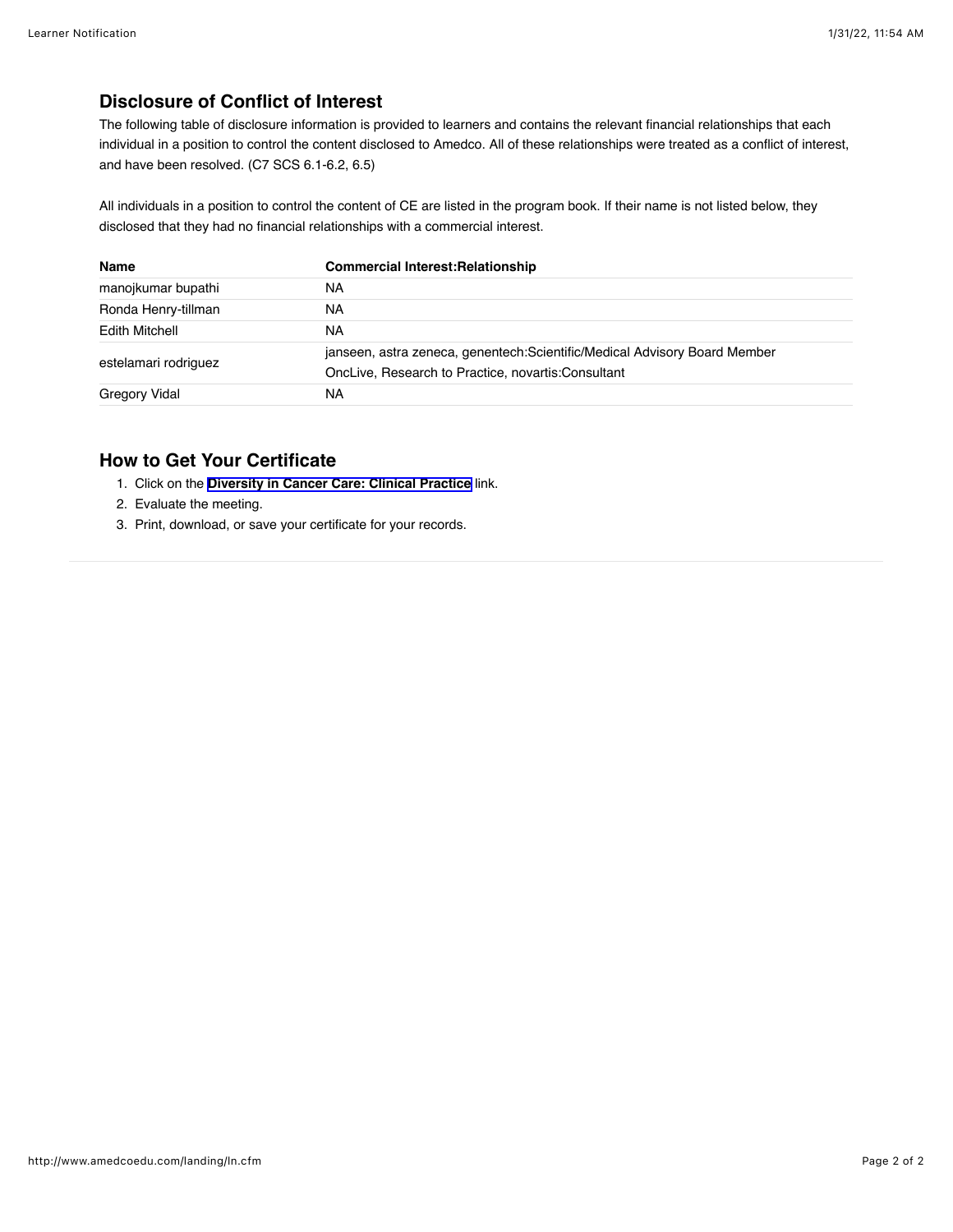## Disclosure of Conflict of Interest

The following table of disclosure information is provided to learners and contains the relevant financial relationships that each individual in a position to control the content disclosed to Amedco. All of these relationships were treated as a conflict of interest, and have been resolved. (C7 SCS 6.1-6.2, 6.5)

All individuals in a position to control the content of CE are listed in the program book. If their name is not listed below, they disclosed that they had no financial relationships with a commercial interest.

| Name | Commercial Interest:Relationship |
|---|---|
| manojkumar bupathi | NA |
| Ronda Henry-tillman | NA |
| Edith Mitchell | NA |
| estelamari rodriguez | janseen, astra zeneca, genentech:Scientific/Medical Advisory Board Member<br>OncLive, Research to Practice, novartis:Consultant |
| Gregory Vidal | NA |

## How to Get Your Certificate

1. Click on the **Diversity in Cancer Care: Clinical Practice** link.
2. Evaluate the meeting.
3. Print, download, or save your certificate for your records.